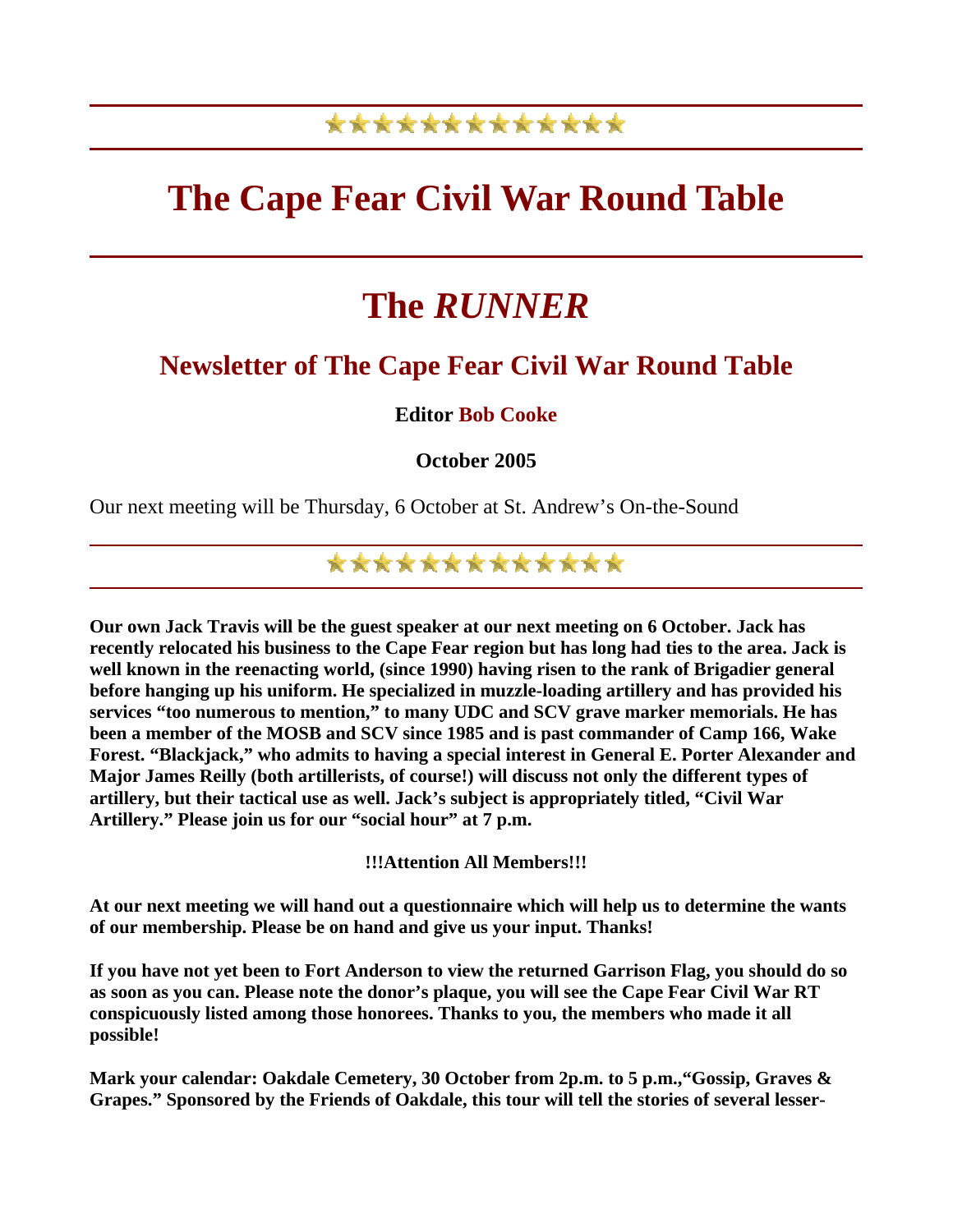# The Cape Fear Civil War Round Table

# The *RUNNER*

## Newsletter of The Cape Fear Civil War Round Table

**Editor Bob Cooke**

**October 2005**

Our next meeting will be Thursday, 6 October at St. Andrew's On-the-Sound

---

**Our own Jack Travis will be the guest speaker at our next meeting on 6 October. Jack has recently relocated his business to the Cape Fear region but has long had ties to the area. Jack is well known in the reenacting world, (since 1990) having risen to the rank of Brigadier general before hanging up his uniform. He specialized in muzzle-loading artillery and has provided his services "too numerous to mention," to many UDC and SCV grave marker memorials. He has been a member of the MOSB and SCV since 1985 and is past commander of Camp 166, Wake Forest. "Blackjack," who admits to having a special interest in General E. Porter Alexander and Major James Reilly (both artillerists, of course!) will discuss not only the different types of artillery, but their tactical use as well. Jack's subject is appropriately titled, "Civil War Artillery." Please join us for our "social hour" at 7 p.m.**

**!!!Attention All Members!!!**

**At our next meeting we will hand out a questionnaire which will help us to determine the wants of our membership. Please be on hand and give us your input. Thanks!**

**If you have not yet been to Fort Anderson to view the returned Garrison Flag, you should do so as soon as you can. Please note the donor's plaque, you will see the Cape Fear Civil War RT conspicuously listed among those honorees. Thanks to you, the members who made it all possible!**

**Mark your calendar: Oakdale Cemetery, 30 October from 2p.m. to 5 p.m.,"Gossip, Graves & Grapes." Sponsored by the Friends of Oakdale, this tour will tell the stories of several lesser-**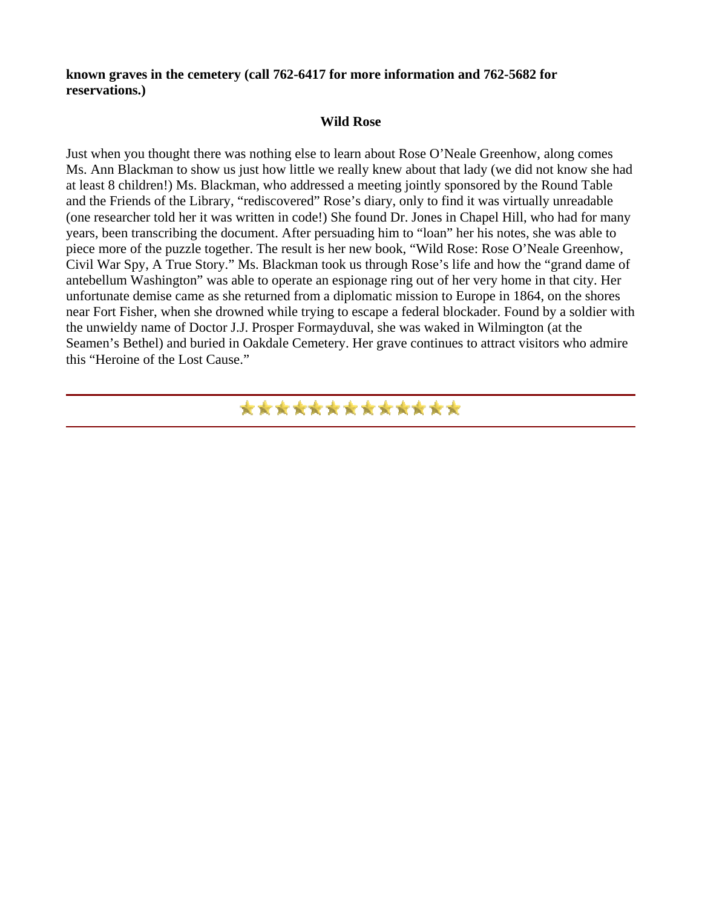**known graves in the cemetery (call 762-6417 for more information and 762-5682 for reservations.)**

### Wild Rose

Just when you thought there was nothing else to learn about Rose O'Neale Greenhow, along comes Ms. Ann Blackman to show us just how little we really knew about that lady (we did not know she had at least 8 children!) Ms. Blackman, who addressed a meeting jointly sponsored by the Round Table and the Friends of the Library, "rediscovered" Rose's diary, only to find it was virtually unreadable (one researcher told her it was written in code!) She found Dr. Jones in Chapel Hill, who had for many years, been transcribing the document. After persuading him to "loan" her his notes, she was able to piece more of the puzzle together. The result is her new book, "Wild Rose: Rose O'Neale Greenhow, Civil War Spy, A True Story." Ms. Blackman took us through Rose's life and how the "grand dame of antebellum Washington" was able to operate an espionage ring out of her very home in that city. Her unfortunate demise came as she returned from a diplomatic mission to Europe in 1864, on the shores near Fort Fisher, when she drowned while trying to escape a federal blockader. Found by a soldier with the unwieldy name of Doctor J.J. Prosper Formayduval, she was waked in Wilmington (at the Seamen's Bethel) and buried in Oakdale Cemetery. Her grave continues to attract visitors who admire this "Heroine of the Lost Cause."

---